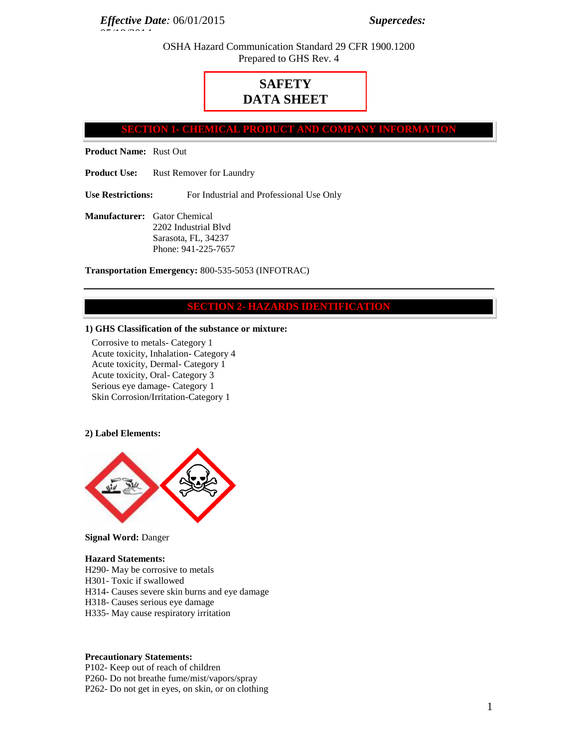*Effective Date*: 06/01/2015 ***Supercedes:***

OSHA Hazard Communication Standard 29 CFR 1900.1200
Prepared to GHS Rev. 4

# SAFETY DATA SHEET

## SECTION 1- CHEMICAL PRODUCT AND COMPANY INFORMATION

**Product Name:** Rust Out

**Product Use:** Rust Remover for Laundry

**Use Restrictions:** For Industrial and Professional Use Only

**Manufacturer:** Gator Chemical
2202 Industrial Blvd
Sarasota, FL, 34237
Phone: 941-225-7657

**Transportation Emergency:** 800-535-5053 (INFOTRAC)

---

## SECTION 2- HAZARDS IDENTIFICATION

**1) GHS Classification of the substance or mixture:**

Corrosive to metals- Category 1
Acute toxicity, Inhalation- Category 4
Acute toxicity, Dermal- Category 1
Acute toxicity, Oral- Category 3
Serious eye damage- Category 1
Skin Corrosion/Irritation-Category 1

**2) Label Elements:**

**Signal Word:** Danger

**Hazard Statements:**
H290- May be corrosive to metals
H301- Toxic if swallowed
H314- Causes severe skin burns and eye damage
H318- Causes serious eye damage
H335- May cause respiratory irritation

**Precautionary Statements:**
P102- Keep out of reach of children
P260- Do not breathe fume/mist/vapors/spray
P262- Do not get in eyes, on skin, or on clothing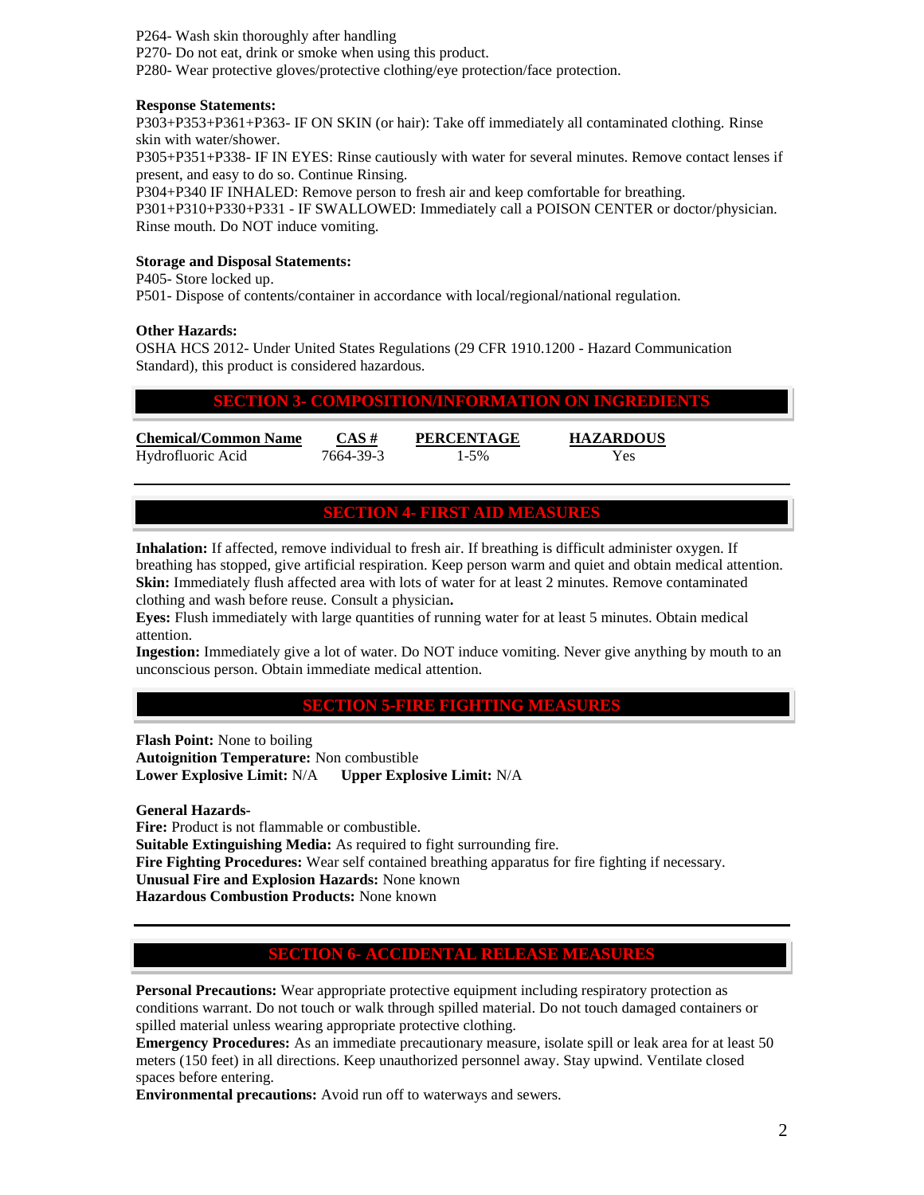P264- Wash skin thoroughly after handling

P270- Do not eat, drink or smoke when using this product.

P280- Wear protective gloves/protective clothing/eye protection/face protection.

**Response Statements:**

P303+P353+P361+P363- IF ON SKIN (or hair): Take off immediately all contaminated clothing. Rinse skin with water/shower.

P305+P351+P338- IF IN EYES: Rinse cautiously with water for several minutes. Remove contact lenses if present, and easy to do so. Continue Rinsing.

P304+P340 IF INHALED: Remove person to fresh air and keep comfortable for breathing.

P301+P310+P330+P331 - IF SWALLOWED: Immediately call a POISON CENTER or doctor/physician. Rinse mouth. Do NOT induce vomiting.

**Storage and Disposal Statements:**

P405- Store locked up.

P501- Dispose of contents/container in accordance with local/regional/national regulation.

**Other Hazards:**

OSHA HCS 2012- Under United States Regulations (29 CFR 1910.1200 - Hazard Communication Standard), this product is considered hazardous.

## SECTION 3- COMPOSITION/INFORMATION ON INGREDIENTS

| Chemical/Common Name | CAS # | PERCENTAGE | HAZARDOUS |
|---|---|---|---|
| Hydrofluoric Acid | 7664-39-3 | 1-5% | Yes |

## SECTION 4- FIRST AID MEASURES

**Inhalation:** If affected, remove individual to fresh air. If breathing is difficult administer oxygen. If breathing has stopped, give artificial respiration. Keep person warm and quiet and obtain medical attention.

**Skin:** Immediately flush affected area with lots of water for at least 2 minutes. Remove contaminated clothing and wash before reuse. Consult a physician**.**

**Eyes:** Flush immediately with large quantities of running water for at least 5 minutes. Obtain medical attention.

**Ingestion:** Immediately give a lot of water. Do NOT induce vomiting. Never give anything by mouth to an unconscious person. Obtain immediate medical attention.

## SECTION 5-FIRE FIGHTING MEASURES

**Flash Point:** None to boiling

**Autoignition Temperature:** Non combustible

**Lower Explosive Limit:** N/A **Upper Explosive Limit:** N/A

**General Hazards-**

**Fire:** Product is not flammable or combustible.

**Suitable Extinguishing Media:** As required to fight surrounding fire.

**Fire Fighting Procedures:** Wear self contained breathing apparatus for fire fighting if necessary.

**Unusual Fire and Explosion Hazards:** None known

**Hazardous Combustion Products:** None known

## SECTION 6- ACCIDENTAL RELEASE MEASURES

**Personal Precautions:** Wear appropriate protective equipment including respiratory protection as conditions warrant. Do not touch or walk through spilled material. Do not touch damaged containers or spilled material unless wearing appropriate protective clothing.

**Emergency Procedures:** As an immediate precautionary measure, isolate spill or leak area for at least 50 meters (150 feet) in all directions. Keep unauthorized personnel away. Stay upwind. Ventilate closed spaces before entering.

**Environmental precautions:** Avoid run off to waterways and sewers.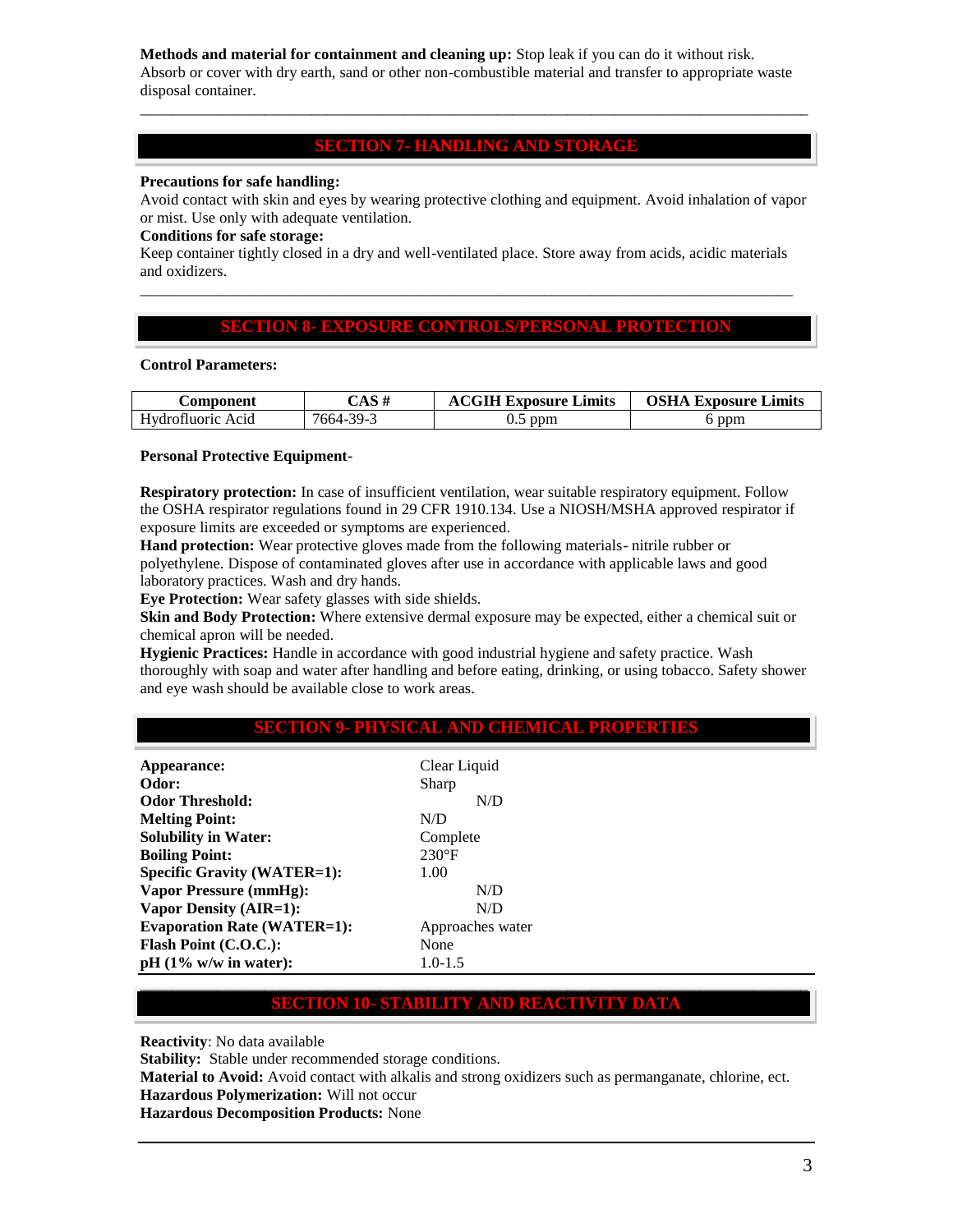**Methods and material for containment and cleaning up:** Stop leak if you can do it without risk. Absorb or cover with dry earth, sand or other non-combustible material and transfer to appropriate waste disposal container.

## SECTION 7- HANDLING AND STORAGE

**Precautions for safe handling:**

Avoid contact with skin and eyes by wearing protective clothing and equipment. Avoid inhalation of vapor or mist. Use only with adequate ventilation.

**Conditions for safe storage:**

Keep container tightly closed in a dry and well-ventilated place. Store away from acids, acidic materials and oxidizers.

## SECTION 8- EXPOSURE CONTROLS/PERSONAL PROTECTION

**Control Parameters:**

| Component | CAS # | ACGIH Exposure Limits | OSHA Exposure Limits |
|---|---|---|---|
| Hydrofluoric Acid | 7664-39-3 | 0.5 ppm | 6 ppm |

**Personal Protective Equipment-**

**Respiratory protection:** In case of insufficient ventilation, wear suitable respiratory equipment. Follow the OSHA respirator regulations found in 29 CFR 1910.134. Use a NIOSH/MSHA approved respirator if exposure limits are exceeded or symptoms are experienced.

**Hand protection:** Wear protective gloves made from the following materials- nitrile rubber or polyethylene. Dispose of contaminated gloves after use in accordance with applicable laws and good laboratory practices. Wash and dry hands.

**Eye Protection:** Wear safety glasses with side shields.

**Skin and Body Protection:** Where extensive dermal exposure may be expected, either a chemical suit or chemical apron will be needed.

**Hygienic Practices:** Handle in accordance with good industrial hygiene and safety practice. Wash thoroughly with soap and water after handling and before eating, drinking, or using tobacco. Safety shower and eye wash should be available close to work areas.

## SECTION 9- PHYSICAL AND CHEMICAL PROPERTIES

| | |
|---|---|
| **Appearance:** | Clear Liquid |
| **Odor:** | Sharp |
| **Odor Threshold:** | N/D |
| **Melting Point:** | N/D |
| **Solubility in Water:** | Complete |
| **Boiling Point:** | 230°F |
| **Specific Gravity (WATER=1):** | 1.00 |
| **Vapor Pressure (mmHg):** | N/D |
| **Vapor Density (AIR=1):** | N/D |
| **Evaporation Rate (WATER=1):** | Approaches water |
| **Flash Point (C.O.C.):** | None |
| **pH (1% w/w in water):** | 1.0-1.5 |

## SECTION 10- STABILITY AND REACTIVITY DATA

**Reactivity**: No data available

**Stability:** Stable under recommended storage conditions.

**Material to Avoid:** Avoid contact with alkalis and strong oxidizers such as permanganate, chlorine, ect.

**Hazardous Polymerization:** Will not occur

**Hazardous Decomposition Products:** None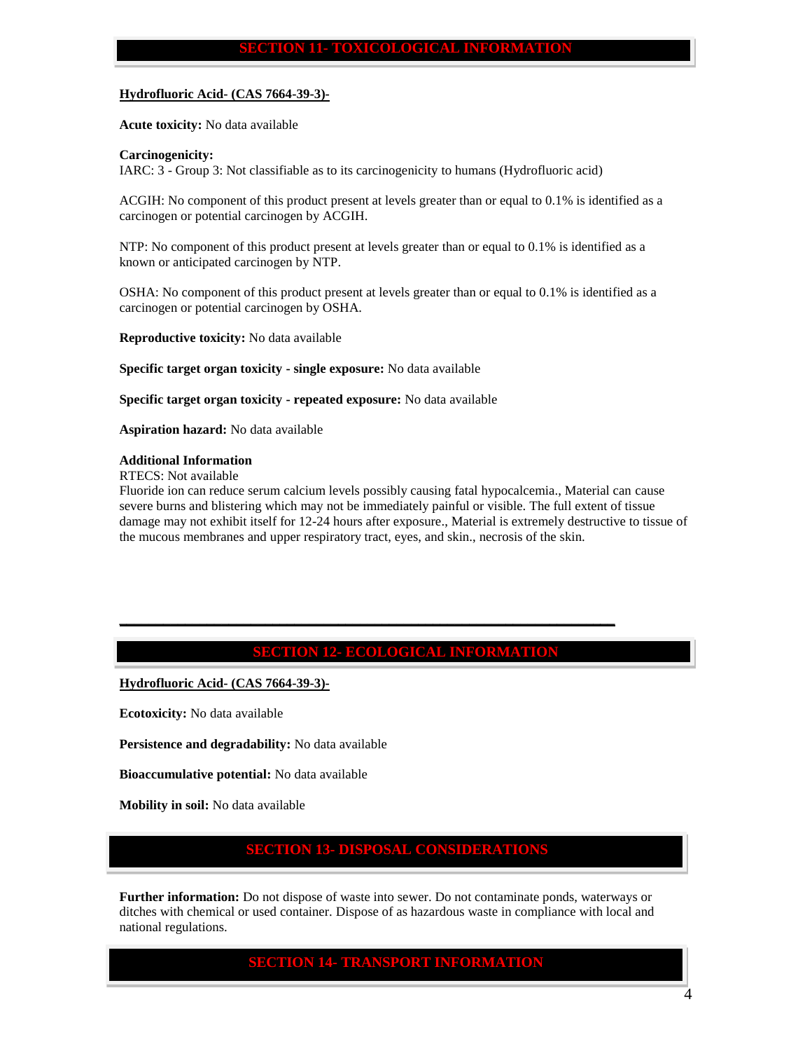## SECTION 11- TOXICOLOGICAL INFORMATION

**Hydrofluoric Acid- (CAS 7664-39-3)-**

**Acute toxicity:** No data available

**Carcinogenicity:**
IARC: 3 - Group 3: Not classifiable as to its carcinogenicity to humans (Hydrofluoric acid)

ACGIH: No component of this product present at levels greater than or equal to 0.1% is identified as a carcinogen or potential carcinogen by ACGIH.

NTP: No component of this product present at levels greater than or equal to 0.1% is identified as a known or anticipated carcinogen by NTP.

OSHA: No component of this product present at levels greater than or equal to 0.1% is identified as a carcinogen or potential carcinogen by OSHA.

**Reproductive toxicity:** No data available

**Specific target organ toxicity - single exposure:** No data available

**Specific target organ toxicity - repeated exposure:** No data available

**Aspiration hazard:** No data available

**Additional Information**
RTECS: Not available
Fluoride ion can reduce serum calcium levels possibly causing fatal hypocalcemia., Material can cause severe burns and blistering which may not be immediately painful or visible. The full extent of tissue damage may not exhibit itself for 12-24 hours after exposure., Material is extremely destructive to tissue of the mucous membranes and upper respiratory tract, eyes, and skin., necrosis of the skin.

---

## SECTION 12- ECOLOGICAL INFORMATION

**Hydrofluoric Acid- (CAS 7664-39-3)-**

**Ecotoxicity:** No data available

**Persistence and degradability:** No data available

**Bioaccumulative potential:** No data available

**Mobility in soil:** No data available

## SECTION 13- DISPOSAL CONSIDERATIONS

**Further information:** Do not dispose of waste into sewer. Do not contaminate ponds, waterways or ditches with chemical or used container. Dispose of as hazardous waste in compliance with local and national regulations.

## SECTION 14- TRANSPORT INFORMATION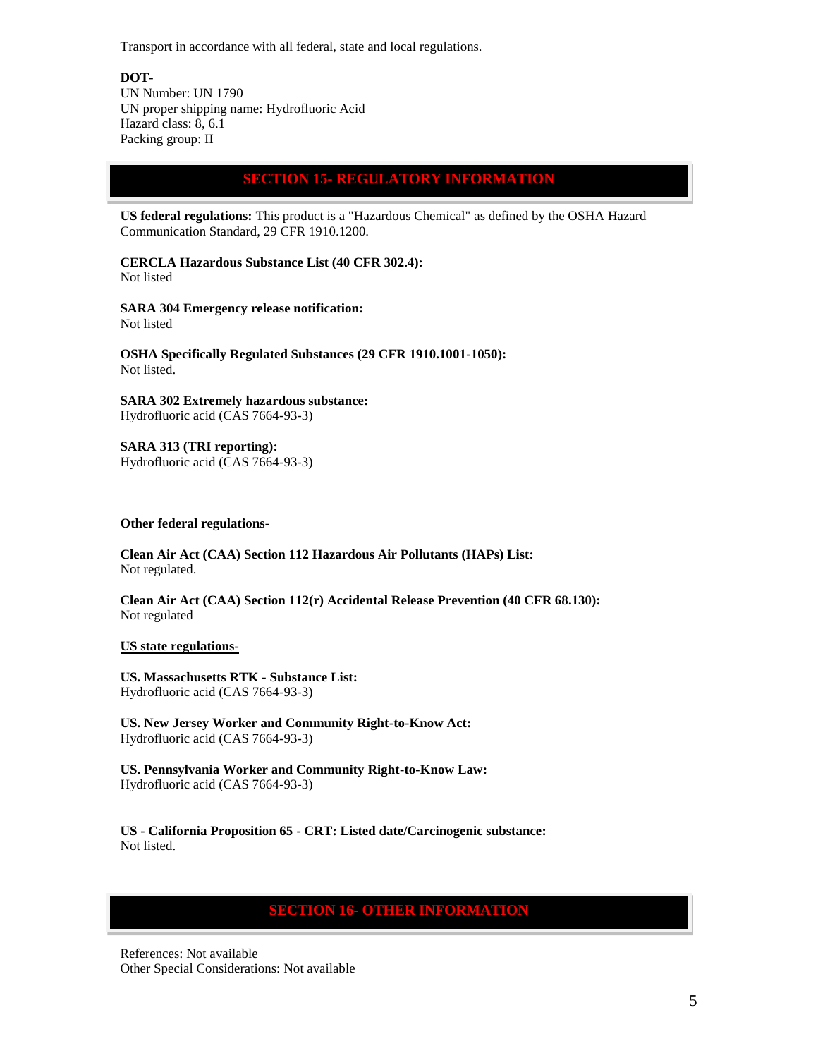Transport in accordance with all federal, state and local regulations.

**DOT-**
UN Number: UN 1790
UN proper shipping name: Hydrofluoric Acid
Hazard class: 8, 6.1
Packing group: II

## SECTION 15- REGULATORY INFORMATION

**US federal regulations:** This product is a "Hazardous Chemical" as defined by the OSHA Hazard Communication Standard, 29 CFR 1910.1200.

**CERCLA Hazardous Substance List (40 CFR 302.4):**
Not listed

**SARA 304 Emergency release notification:**
Not listed

**OSHA Specifically Regulated Substances (29 CFR 1910.1001-1050):**
Not listed.

**SARA 302 Extremely hazardous substance:**
Hydrofluoric acid (CAS 7664-93-3)

**SARA 313 (TRI reporting):**
Hydrofluoric acid (CAS 7664-93-3)

**Other federal regulations-**

**Clean Air Act (CAA) Section 112 Hazardous Air Pollutants (HAPs) List:**
Not regulated.

**Clean Air Act (CAA) Section 112(r) Accidental Release Prevention (40 CFR 68.130):**
Not regulated

**US state regulations-**

**US. Massachusetts RTK - Substance List:**
Hydrofluoric acid (CAS 7664-93-3)

**US. New Jersey Worker and Community Right-to-Know Act:**
Hydrofluoric acid (CAS 7664-93-3)

**US. Pennsylvania Worker and Community Right-to-Know Law:**
Hydrofluoric acid (CAS 7664-93-3)

**US - California Proposition 65 - CRT: Listed date/Carcinogenic substance:**
Not listed.

## SECTION 16- OTHER INFORMATION

References: Not available
Other Special Considerations: Not available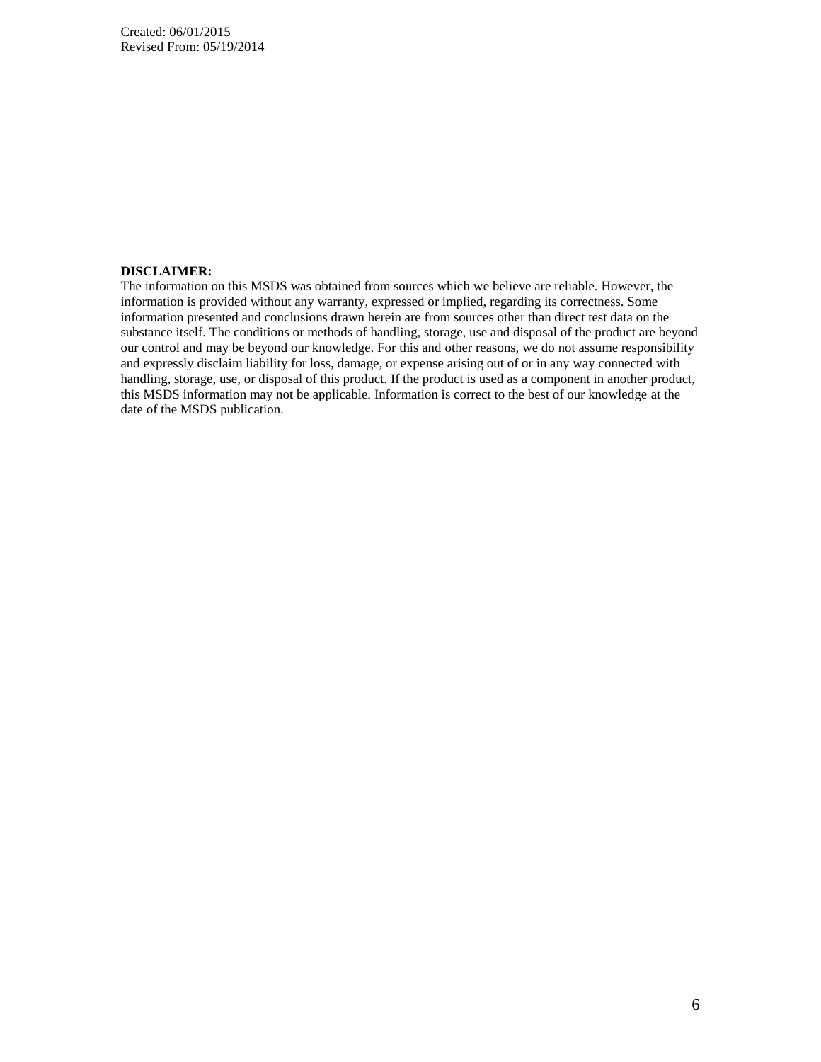**DISCLAIMER:**

The information on this MSDS was obtained from sources which we believe are reliable. However, the information is provided without any warranty, expressed or implied, regarding its correctness. Some information presented and conclusions drawn herein are from sources other than direct test data on the substance itself. The conditions or methods of handling, storage, use and disposal of the product are beyond our control and may be beyond our knowledge. For this and other reasons, we do not assume responsibility and expressly disclaim liability for loss, damage, or expense arising out of or in any way connected with handling, storage, use, or disposal of this product. If the product is used as a component in another product, this MSDS information may not be applicable. Information is correct to the best of our knowledge at the date of the MSDS publication.